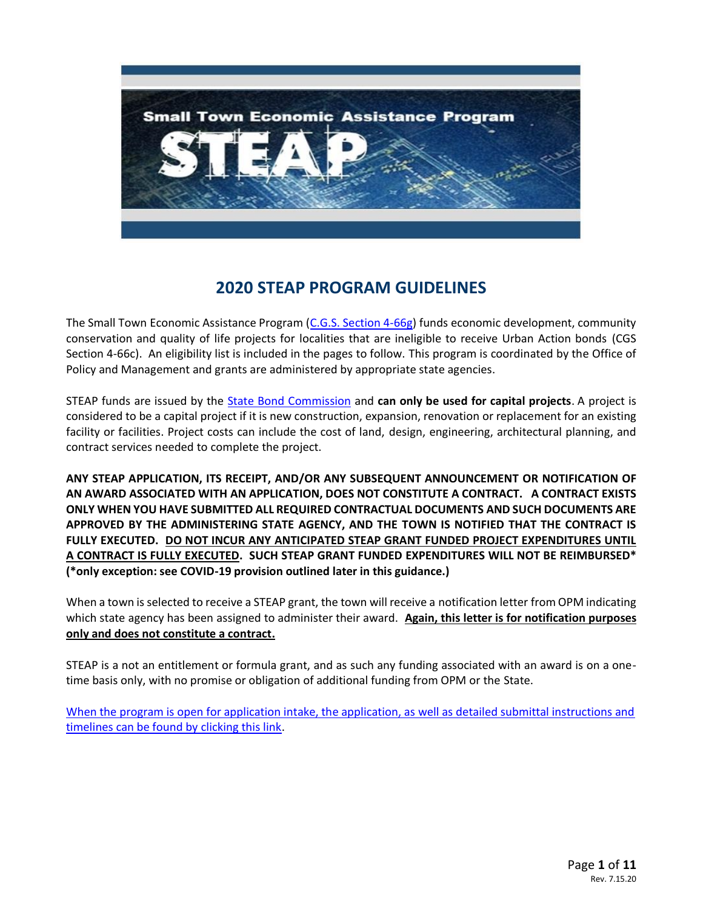Small Town Economic Assistance Program

STEAP

# 2020 STEAP PROGRAM GUIDELINES

The Small Town Economic Assistance Program (C.G.S. Section 4-66g) funds economic development, community conservation and quality of life projects for localities that are ineligible to receive Urban Action bonds (CGS Section 4-66c). An eligibility list is included in the pages to follow. This program is coordinated by the Office of Policy and Management and grants are administered by appropriate state agencies.

STEAP funds are issued by the State Bond Commission and **can only be used for capital projects**. A project is considered to be a capital project if it is new construction, expansion, renovation or replacement for an existing facility or facilities. Project costs can include the cost of land, design, engineering, architectural planning, and contract services needed to complete the project.

**ANY STEAP APPLICATION, ITS RECEIPT, AND/OR ANY SUBSEQUENT ANNOUNCEMENT OR NOTIFICATION OF AN AWARD ASSOCIATED WITH AN APPLICATION, DOES NOT CONSTITUTE A CONTRACT. A CONTRACT EXISTS ONLY WHEN YOU HAVE SUBMITTED ALL REQUIRED CONTRACTUAL DOCUMENTS AND SUCH DOCUMENTS ARE APPROVED BY THE ADMINISTERING STATE AGENCY, AND THE TOWN IS NOTIFIED THAT THE CONTRACT IS FULLY EXECUTED. DO NOT INCUR ANY ANTICIPATED STEAP GRANT FUNDED PROJECT EXPENDITURES UNTIL A CONTRACT IS FULLY EXECUTED. SUCH STEAP GRANT FUNDED EXPENDITURES WILL NOT BE REIMBURSED\* (\*only exception: see COVID-19 provision outlined later in this guidance.)**

When a town is selected to receive a STEAP grant, the town will receive a notification letter from OPM indicating which state agency has been assigned to administer their award. **Again, this letter is for notification purposes only and does not constitute a contract.**

STEAP is a not an entitlement or formula grant, and as such any funding associated with an award is on a one-time basis only, with no promise or obligation of additional funding from OPM or the State.

When the program is open for application intake, the application, as well as detailed submittal instructions and timelines can be found by clicking this link.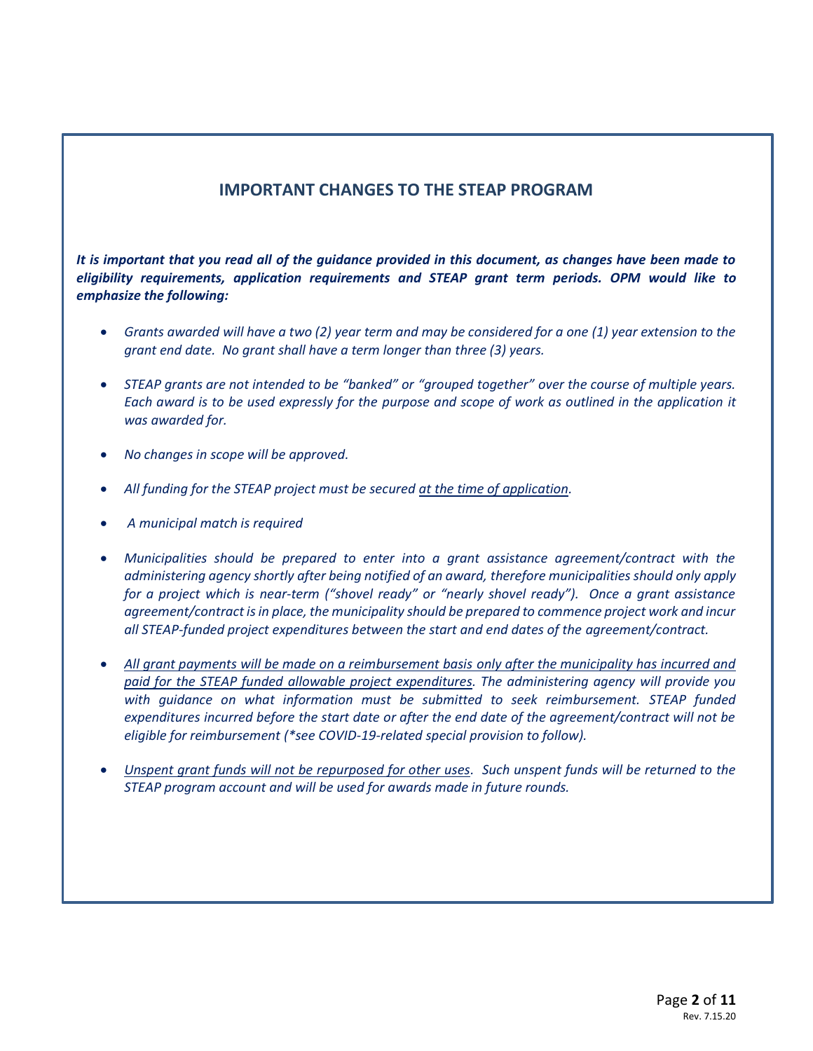## IMPORTANT CHANGES TO THE STEAP PROGRAM

***It is important that you read all of the guidance provided in this document, as changes have been made to eligibility requirements, application requirements and STEAP grant term periods. OPM would like to emphasize the following:***

- *Grants awarded will have a two (2) year term and may be considered for a one (1) year extension to the grant end date. No grant shall have a term longer than three (3) years.*
- *STEAP grants are not intended to be "banked" or "grouped together" over the course of multiple years. Each award is to be used expressly for the purpose and scope of work as outlined in the application it was awarded for.*
- *No changes in scope will be approved.*
- *All funding for the STEAP project must be secured <u>at the time of application</u>.*
- *A municipal match is required*
- *Municipalities should be prepared to enter into a grant assistance agreement/contract with the administering agency shortly after being notified of an award, therefore municipalities should only apply for a project which is near-term ("shovel ready" or "nearly shovel ready"). Once a grant assistance agreement/contract is in place, the municipality should be prepared to commence project work and incur all STEAP-funded project expenditures between the start and end dates of the agreement/contract.*
- *<u>All grant payments will be made on a reimbursement basis only after the municipality has incurred and paid for the STEAP funded allowable project expenditures</u>. The administering agency will provide you with guidance on what information must be submitted to seek reimbursement. STEAP funded expenditures incurred before the start date or after the end date of the agreement/contract will not be eligible for reimbursement (*see COVID-19-related special provision to follow).*
- *<u>Unspent grant funds will not be repurposed for other uses</u>. Such unspent funds will be returned to the STEAP program account and will be used for awards made in future rounds.*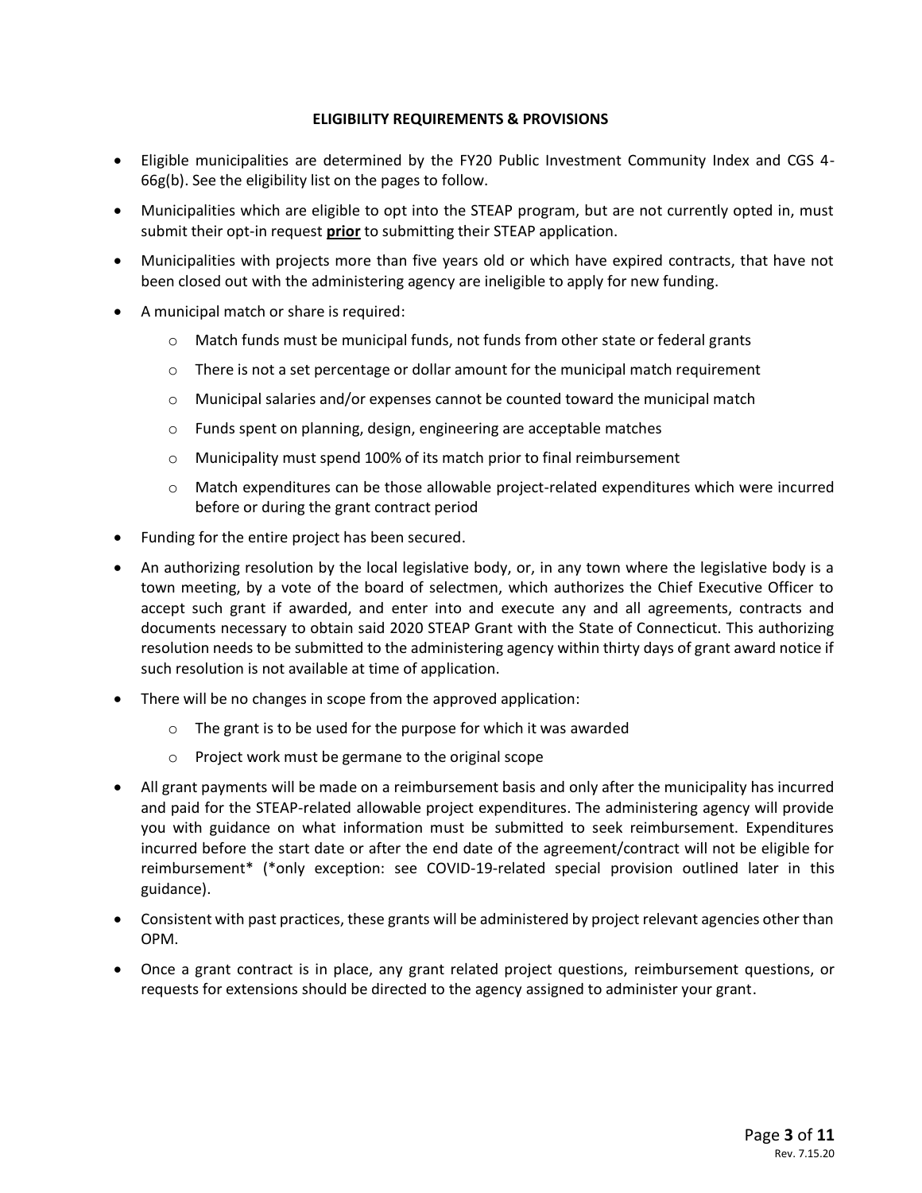## ELIGIBILITY REQUIREMENTS & PROVISIONS

- Eligible municipalities are determined by the FY20 Public Investment Community Index and CGS 4-66g(b). See the eligibility list on the pages to follow.
- Municipalities which are eligible to opt into the STEAP program, but are not currently opted in, must submit their opt-in request **prior** to submitting their STEAP application.
- Municipalities with projects more than five years old or which have expired contracts, that have not been closed out with the administering agency are ineligible to apply for new funding.
- A municipal match or share is required:
  - Match funds must be municipal funds, not funds from other state or federal grants
  - There is not a set percentage or dollar amount for the municipal match requirement
  - Municipal salaries and/or expenses cannot be counted toward the municipal match
  - Funds spent on planning, design, engineering are acceptable matches
  - Municipality must spend 100% of its match prior to final reimbursement
  - Match expenditures can be those allowable project-related expenditures which were incurred before or during the grant contract period
- Funding for the entire project has been secured.
- An authorizing resolution by the local legislative body, or, in any town where the legislative body is a town meeting, by a vote of the board of selectmen, which authorizes the Chief Executive Officer to accept such grant if awarded, and enter into and execute any and all agreements, contracts and documents necessary to obtain said 2020 STEAP Grant with the State of Connecticut. This authorizing resolution needs to be submitted to the administering agency within thirty days of grant award notice if such resolution is not available at time of application.
- There will be no changes in scope from the approved application:
  - The grant is to be used for the purpose for which it was awarded
  - Project work must be germane to the original scope
- All grant payments will be made on a reimbursement basis and only after the municipality has incurred and paid for the STEAP-related allowable project expenditures. The administering agency will provide you with guidance on what information must be submitted to seek reimbursement. Expenditures incurred before the start date or after the end date of the agreement/contract will not be eligible for reimbursement* (*only exception: see COVID-19-related special provision outlined later in this guidance).
- Consistent with past practices, these grants will be administered by project relevant agencies other than OPM.
- Once a grant contract is in place, any grant related project questions, reimbursement questions, or requests for extensions should be directed to the agency assigned to administer your grant.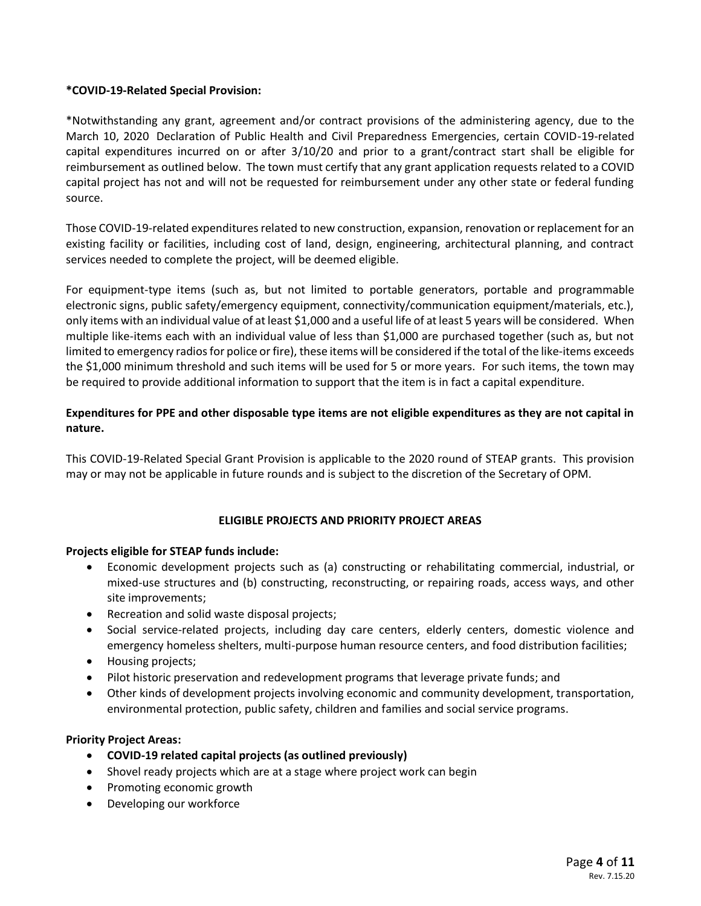**\*COVID-19-Related Special Provision:**

\*Notwithstanding any grant, agreement and/or contract provisions of the administering agency, due to the March 10, 2020 Declaration of Public Health and Civil Preparedness Emergencies, certain COVID-19-related capital expenditures incurred on or after 3/10/20 and prior to a grant/contract start shall be eligible for reimbursement as outlined below. The town must certify that any grant application requests related to a COVID capital project has not and will not be requested for reimbursement under any other state or federal funding source.

Those COVID-19-related expenditures related to new construction, expansion, renovation or replacement for an existing facility or facilities, including cost of land, design, engineering, architectural planning, and contract services needed to complete the project, will be deemed eligible.

For equipment-type items (such as, but not limited to portable generators, portable and programmable electronic signs, public safety/emergency equipment, connectivity/communication equipment/materials, etc.), only items with an individual value of at least $1,000 and a useful life of at least 5 years will be considered. When multiple like-items each with an individual value of less than $1,000 are purchased together (such as, but not limited to emergency radios for police or fire), these items will be considered if the total of the like-items exceeds the $1,000 minimum threshold and such items will be used for 5 or more years. For such items, the town may be required to provide additional information to support that the item is in fact a capital expenditure.

**Expenditures for PPE and other disposable type items are not eligible expenditures as they are not capital in nature.**

This COVID-19-Related Special Grant Provision is applicable to the 2020 round of STEAP grants. This provision may or may not be applicable in future rounds and is subject to the discretion of the Secretary of OPM.

## ELIGIBLE PROJECTS AND PRIORITY PROJECT AREAS

**Projects eligible for STEAP funds include:**

- Economic development projects such as (a) constructing or rehabilitating commercial, industrial, or mixed-use structures and (b) constructing, reconstructing, or repairing roads, access ways, and other site improvements;
- Recreation and solid waste disposal projects;
- Social service-related projects, including day care centers, elderly centers, domestic violence and emergency homeless shelters, multi-purpose human resource centers, and food distribution facilities;
- Housing projects;
- Pilot historic preservation and redevelopment programs that leverage private funds; and
- Other kinds of development projects involving economic and community development, transportation, environmental protection, public safety, children and families and social service programs.

**Priority Project Areas:**

- **COVID-19 related capital projects (as outlined previously)**
- Shovel ready projects which are at a stage where project work can begin
- Promoting economic growth
- Developing our workforce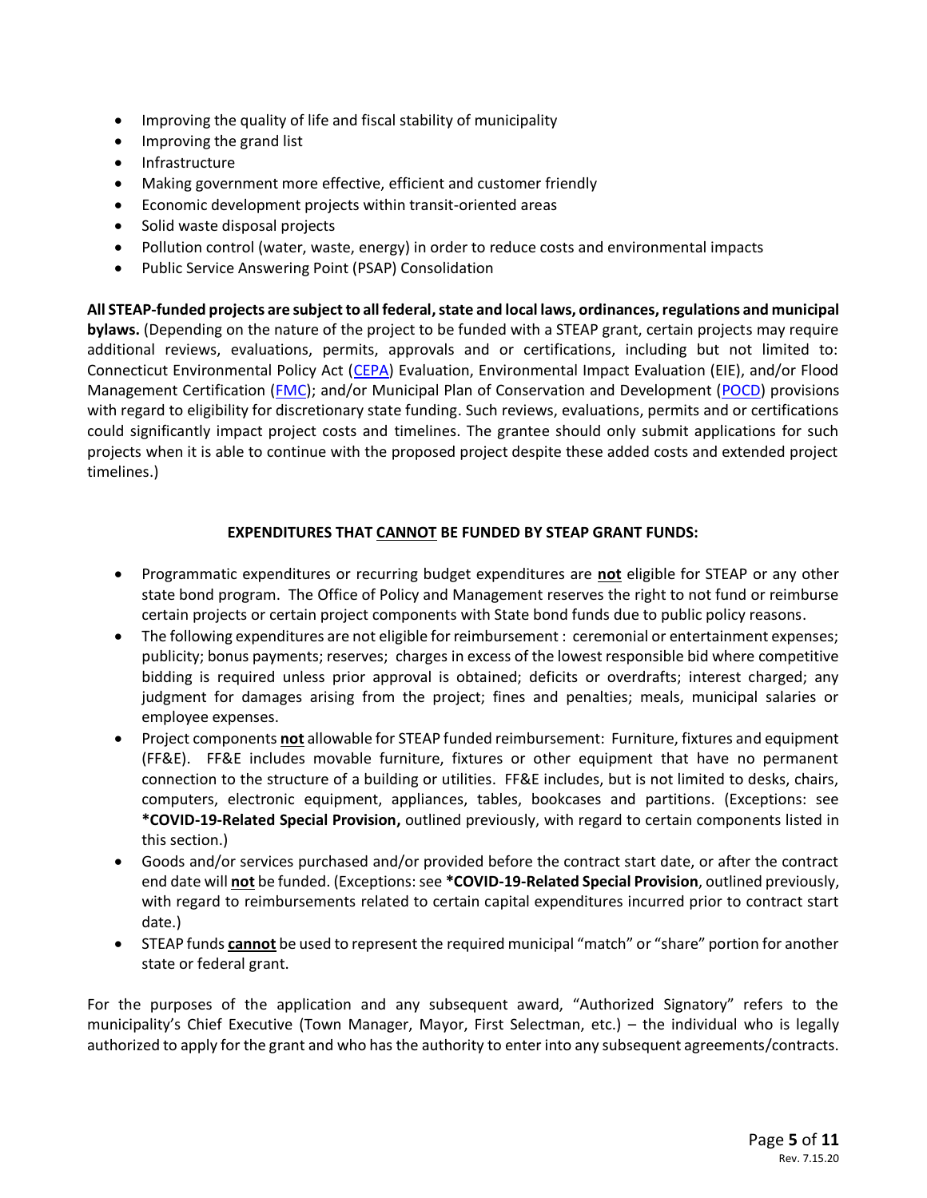- Improving the quality of life and fiscal stability of municipality
- Improving the grand list
- Infrastructure
- Making government more effective, efficient and customer friendly
- Economic development projects within transit-oriented areas
- Solid waste disposal projects
- Pollution control (water, waste, energy) in order to reduce costs and environmental impacts
- Public Service Answering Point (PSAP) Consolidation

**All STEAP-funded projects are subject to all federal, state and local laws, ordinances, regulations and municipal bylaws.** (Depending on the nature of the project to be funded with a STEAP grant, certain projects may require additional reviews, evaluations, permits, approvals and or certifications, including but not limited to: Connecticut Environmental Policy Act (CEPA) Evaluation, Environmental Impact Evaluation (EIE), and/or Flood Management Certification (FMC); and/or Municipal Plan of Conservation and Development (POCD) provisions with regard to eligibility for discretionary state funding. Such reviews, evaluations, permits and or certifications could significantly impact project costs and timelines. The grantee should only submit applications for such projects when it is able to continue with the proposed project despite these added costs and extended project timelines.)

**EXPENDITURES THAT <u>CANNOT</u> BE FUNDED BY STEAP GRANT FUNDS:**

- Programmatic expenditures or recurring budget expenditures are **<u>not</u>** eligible for STEAP or any other state bond program. The Office of Policy and Management reserves the right to not fund or reimburse certain projects or certain project components with State bond funds due to public policy reasons.
- The following expenditures are not eligible for reimbursement : ceremonial or entertainment expenses; publicity; bonus payments; reserves; charges in excess of the lowest responsible bid where competitive bidding is required unless prior approval is obtained; deficits or overdrafts; interest charged; any judgment for damages arising from the project; fines and penalties; meals, municipal salaries or employee expenses.
- Project components **<u>not</u>** allowable for STEAP funded reimbursement: Furniture, fixtures and equipment (FF&E). FF&E includes movable furniture, fixtures or other equipment that have no permanent connection to the structure of a building or utilities. FF&E includes, but is not limited to desks, chairs, computers, electronic equipment, appliances, tables, bookcases and partitions. (Exceptions: see **\*COVID-19-Related Special Provision,** outlined previously, with regard to certain components listed in this section.)
- Goods and/or services purchased and/or provided before the contract start date, or after the contract end date will **<u>not</u>** be funded. (Exceptions: see **\*COVID-19-Related Special Provision**, outlined previously, with regard to reimbursements related to certain capital expenditures incurred prior to contract start date.)
- STEAP funds **<u>cannot</u>** be used to represent the required municipal "match" or "share" portion for another state or federal grant.

For the purposes of the application and any subsequent award, "Authorized Signatory" refers to the municipality's Chief Executive (Town Manager, Mayor, First Selectman, etc.) – the individual who is legally authorized to apply for the grant and who has the authority to enter into any subsequent agreements/contracts.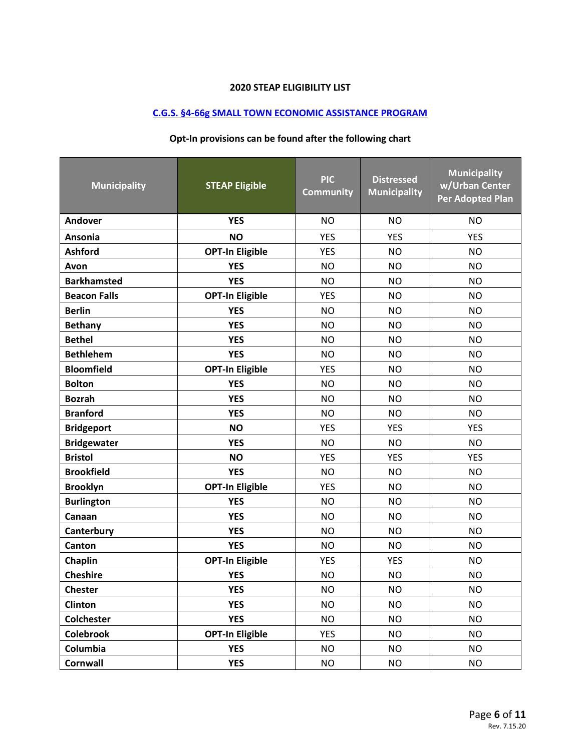**2020 STEAP ELIGIBILITY LIST**

**C.G.S. §4-66g SMALL TOWN ECONOMIC ASSISTANCE PROGRAM**

**Opt-In provisions can be found after the following chart**

| Municipality | STEAP Eligible | PIC Community | Distressed Municipality | Municipality w/Urban Center Per Adopted Plan |
|---|---|---|---|---|
| **Andover** | **YES** | NO | NO | NO |
| **Ansonia** | **NO** | YES | YES | YES |
| **Ashford** | **OPT-In Eligible** | YES | NO | NO |
| **Avon** | **YES** | NO | NO | NO |
| **Barkhamsted** | **YES** | NO | NO | NO |
| **Beacon Falls** | **OPT-In Eligible** | YES | NO | NO |
| **Berlin** | **YES** | NO | NO | NO |
| **Bethany** | **YES** | NO | NO | NO |
| **Bethel** | **YES** | NO | NO | NO |
| **Bethlehem** | **YES** | NO | NO | NO |
| **Bloomfield** | **OPT-In Eligible** | YES | NO | NO |
| **Bolton** | **YES** | NO | NO | NO |
| **Bozrah** | **YES** | NO | NO | NO |
| **Branford** | **YES** | NO | NO | NO |
| **Bridgeport** | **NO** | YES | YES | YES |
| **Bridgewater** | **YES** | NO | NO | NO |
| **Bristol** | **NO** | YES | YES | YES |
| **Brookfield** | **YES** | NO | NO | NO |
| **Brooklyn** | **OPT-In Eligible** | YES | NO | NO |
| **Burlington** | **YES** | NO | NO | NO |
| **Canaan** | **YES** | NO | NO | NO |
| **Canterbury** | **YES** | NO | NO | NO |
| **Canton** | **YES** | NO | NO | NO |
| **Chaplin** | **OPT-In Eligible** | YES | YES | NO |
| **Cheshire** | **YES** | NO | NO | NO |
| **Chester** | **YES** | NO | NO | NO |
| **Clinton** | **YES** | NO | NO | NO |
| **Colchester** | **YES** | NO | NO | NO |
| **Colebrook** | **OPT-In Eligible** | YES | NO | NO |
| **Columbia** | **YES** | NO | NO | NO |
| **Cornwall** | **YES** | NO | NO | NO |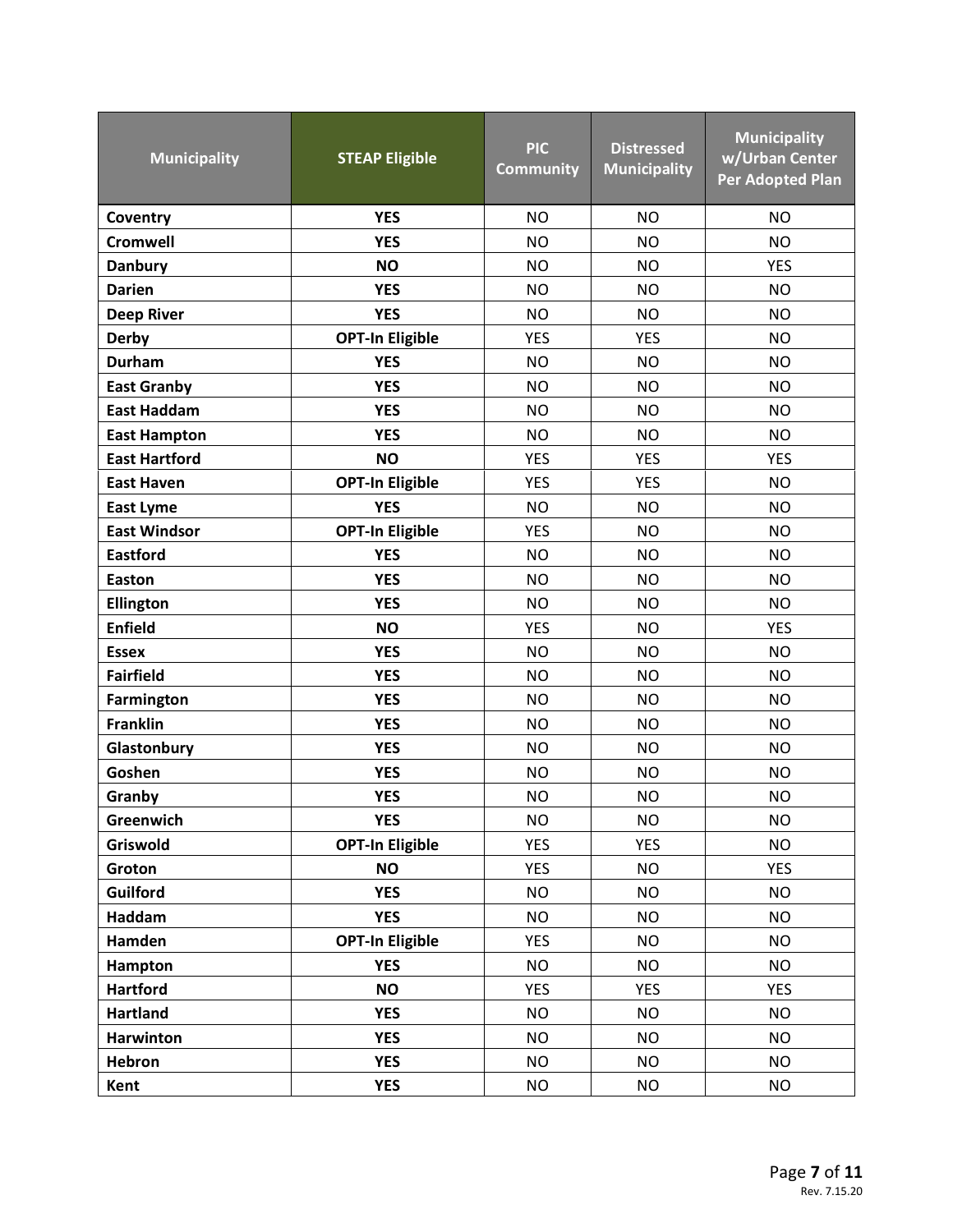| Municipality | STEAP Eligible | PIC Community | Distressed Municipality | Municipality w/Urban Center Per Adopted Plan |
|---|---|---|---|---|
| **Coventry** | **YES** | NO | NO | NO |
| **Cromwell** | **YES** | NO | NO | NO |
| **Danbury** | **NO** | NO | NO | YES |
| **Darien** | **YES** | NO | NO | NO |
| **Deep River** | **YES** | NO | NO | NO |
| **Derby** | **OPT-In Eligible** | YES | YES | NO |
| **Durham** | **YES** | NO | NO | NO |
| **East Granby** | **YES** | NO | NO | NO |
| **East Haddam** | **YES** | NO | NO | NO |
| **East Hampton** | **YES** | NO | NO | NO |
| **East Hartford** | **NO** | YES | YES | YES |
| **East Haven** | **OPT-In Eligible** | YES | YES | NO |
| **East Lyme** | **YES** | NO | NO | NO |
| **East Windsor** | **OPT-In Eligible** | YES | NO | NO |
| **Eastford** | **YES** | NO | NO | NO |
| **Easton** | **YES** | NO | NO | NO |
| **Ellington** | **YES** | NO | NO | NO |
| **Enfield** | **NO** | YES | NO | YES |
| **Essex** | **YES** | NO | NO | NO |
| **Fairfield** | **YES** | NO | NO | NO |
| **Farmington** | **YES** | NO | NO | NO |
| **Franklin** | **YES** | NO | NO | NO |
| **Glastonbury** | **YES** | NO | NO | NO |
| **Goshen** | **YES** | NO | NO | NO |
| **Granby** | **YES** | NO | NO | NO |
| **Greenwich** | **YES** | NO | NO | NO |
| **Griswold** | **OPT-In Eligible** | YES | YES | NO |
| **Groton** | **NO** | YES | NO | YES |
| **Guilford** | **YES** | NO | NO | NO |
| **Haddam** | **YES** | NO | NO | NO |
| **Hamden** | **OPT-In Eligible** | YES | NO | NO |
| **Hampton** | **YES** | NO | NO | NO |
| **Hartford** | **NO** | YES | YES | YES |
| **Hartland** | **YES** | NO | NO | NO |
| **Harwinton** | **YES** | NO | NO | NO |
| **Hebron** | **YES** | NO | NO | NO |
| **Kent** | **YES** | NO | NO | NO |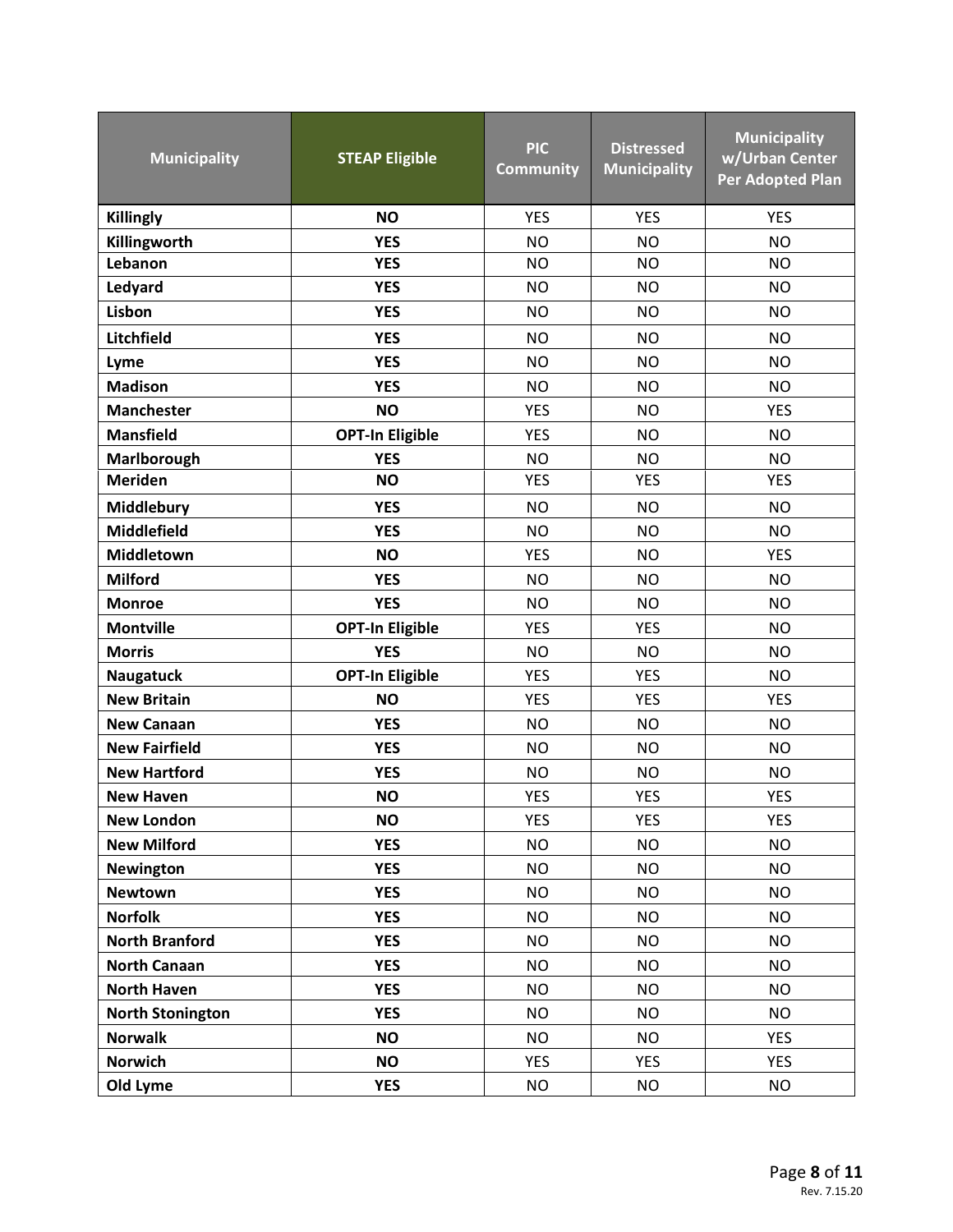| Municipality | STEAP Eligible | PIC Community | Distressed Municipality | Municipality w/Urban Center Per Adopted Plan |
|---|---|---|---|---|
| **Killingly** | **NO** | YES | YES | YES |
| **Killingworth** | **YES** | NO | NO | NO |
| **Lebanon** | **YES** | NO | NO | NO |
| **Ledyard** | **YES** | NO | NO | NO |
| **Lisbon** | **YES** | NO | NO | NO |
| **Litchfield** | **YES** | NO | NO | NO |
| **Lyme** | **YES** | NO | NO | NO |
| **Madison** | **YES** | NO | NO | NO |
| **Manchester** | **NO** | YES | NO | YES |
| **Mansfield** | **OPT-In Eligible** | YES | NO | NO |
| **Marlborough** | **YES** | NO | NO | NO |
| **Meriden** | **NO** | YES | YES | YES |
| **Middlebury** | **YES** | NO | NO | NO |
| **Middlefield** | **YES** | NO | NO | NO |
| **Middletown** | **NO** | YES | NO | YES |
| **Milford** | **YES** | NO | NO | NO |
| **Monroe** | **YES** | NO | NO | NO |
| **Montville** | **OPT-In Eligible** | YES | YES | NO |
| **Morris** | **YES** | NO | NO | NO |
| **Naugatuck** | **OPT-In Eligible** | YES | YES | NO |
| **New Britain** | **NO** | YES | YES | YES |
| **New Canaan** | **YES** | NO | NO | NO |
| **New Fairfield** | **YES** | NO | NO | NO |
| **New Hartford** | **YES** | NO | NO | NO |
| **New Haven** | **NO** | YES | YES | YES |
| **New London** | **NO** | YES | YES | YES |
| **New Milford** | **YES** | NO | NO | NO |
| **Newington** | **YES** | NO | NO | NO |
| **Newtown** | **YES** | NO | NO | NO |
| **Norfolk** | **YES** | NO | NO | NO |
| **North Branford** | **YES** | NO | NO | NO |
| **North Canaan** | **YES** | NO | NO | NO |
| **North Haven** | **YES** | NO | NO | NO |
| **North Stonington** | **YES** | NO | NO | NO |
| **Norwalk** | **NO** | NO | NO | YES |
| **Norwich** | **NO** | YES | YES | YES |
| **Old Lyme** | **YES** | NO | NO | NO |

Rev. 7.15.20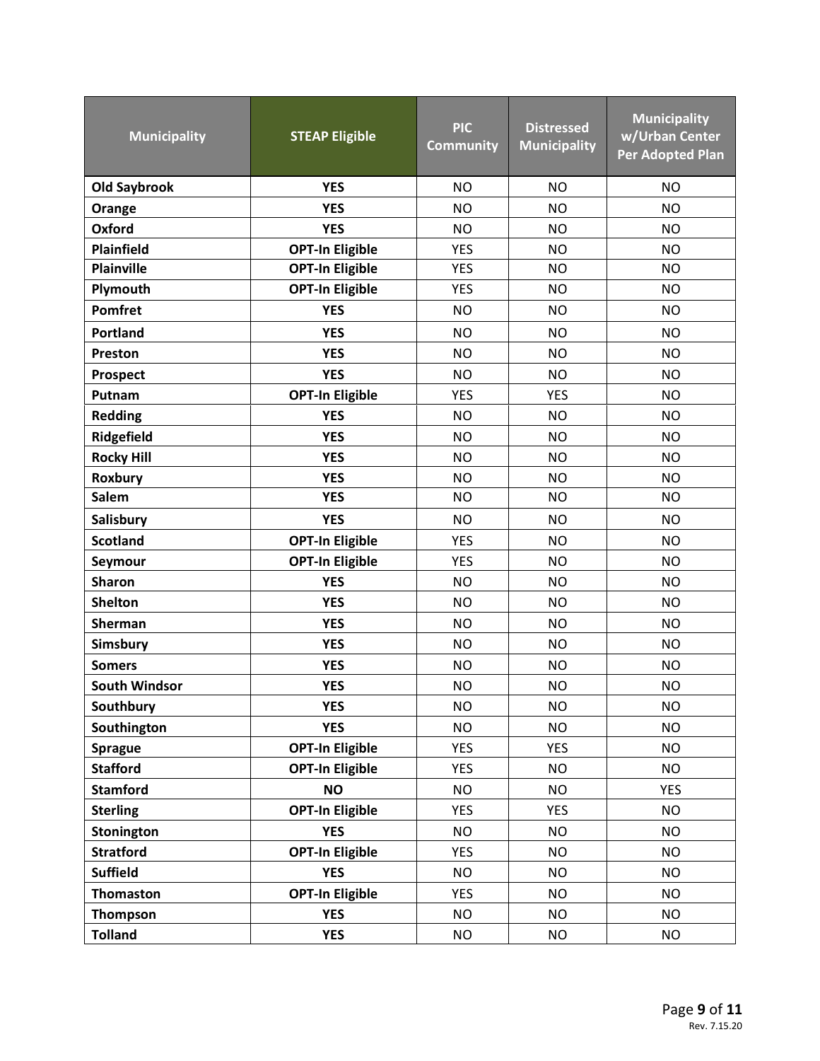| Municipality | STEAP Eligible | PIC Community | Distressed Municipality | Municipality w/Urban Center Per Adopted Plan |
|---|---|---|---|---|
| **Old Saybrook** | **YES** | NO | NO | NO |
| **Orange** | **YES** | NO | NO | NO |
| **Oxford** | **YES** | NO | NO | NO |
| **Plainfield** | **OPT-In Eligible** | YES | NO | NO |
| **Plainville** | **OPT-In Eligible** | YES | NO | NO |
| **Plymouth** | **OPT-In Eligible** | YES | NO | NO |
| **Pomfret** | **YES** | NO | NO | NO |
| **Portland** | **YES** | NO | NO | NO |
| **Preston** | **YES** | NO | NO | NO |
| **Prospect** | **YES** | NO | NO | NO |
| **Putnam** | **OPT-In Eligible** | YES | YES | NO |
| **Redding** | **YES** | NO | NO | NO |
| **Ridgefield** | **YES** | NO | NO | NO |
| **Rocky Hill** | **YES** | NO | NO | NO |
| **Roxbury** | **YES** | NO | NO | NO |
| **Salem** | **YES** | NO | NO | NO |
| **Salisbury** | **YES** | NO | NO | NO |
| **Scotland** | **OPT-In Eligible** | YES | NO | NO |
| **Seymour** | **OPT-In Eligible** | YES | NO | NO |
| **Sharon** | **YES** | NO | NO | NO |
| **Shelton** | **YES** | NO | NO | NO |
| **Sherman** | **YES** | NO | NO | NO |
| **Simsbury** | **YES** | NO | NO | NO |
| **Somers** | **YES** | NO | NO | NO |
| **South Windsor** | **YES** | NO | NO | NO |
| **Southbury** | **YES** | NO | NO | NO |
| **Southington** | **YES** | NO | NO | NO |
| **Sprague** | **OPT-In Eligible** | YES | YES | NO |
| **Stafford** | **OPT-In Eligible** | YES | NO | NO |
| **Stamford** | **NO** | NO | NO | YES |
| **Sterling** | **OPT-In Eligible** | YES | YES | NO |
| **Stonington** | **YES** | NO | NO | NO |
| **Stratford** | **OPT-In Eligible** | YES | NO | NO |
| **Suffield** | **YES** | NO | NO | NO |
| **Thomaston** | **OPT-In Eligible** | YES | NO | NO |
| **Thompson** | **YES** | NO | NO | NO |
| **Tolland** | **YES** | NO | NO | NO |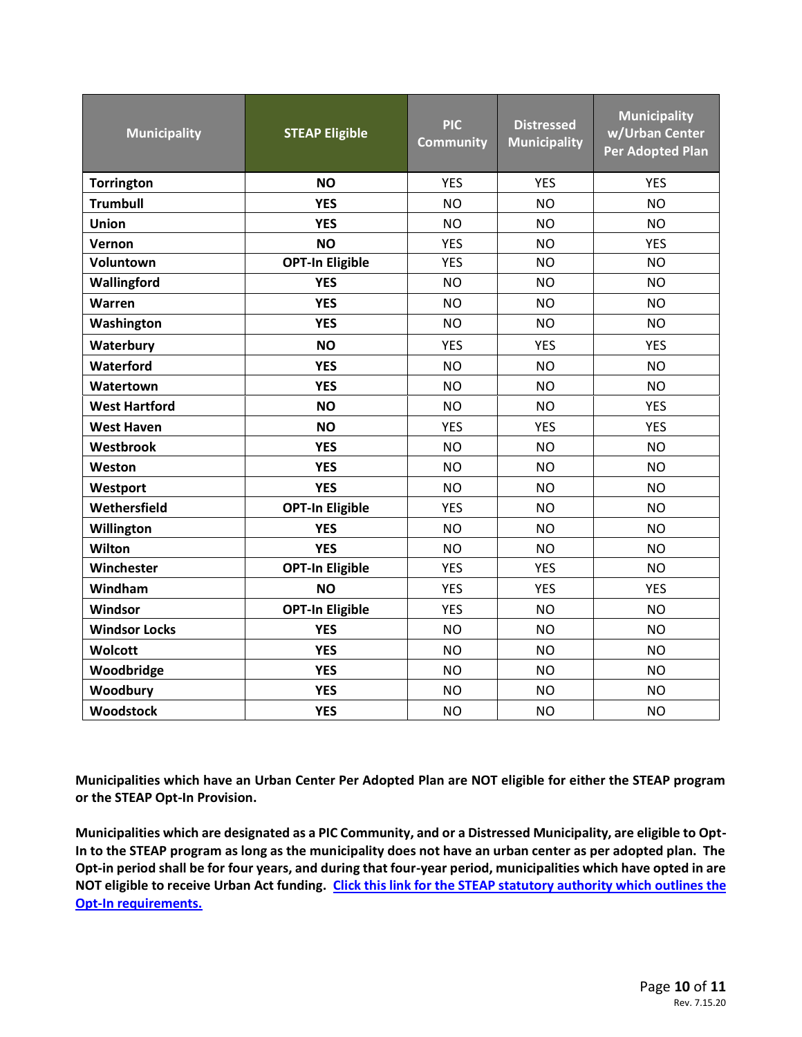| Municipality | STEAP Eligible | PIC Community | Distressed Municipality | Municipality w/Urban Center Per Adopted Plan |
|---|---|---|---|---|
| **Torrington** | **NO** | YES | YES | YES |
| **Trumbull** | **YES** | NO | NO | NO |
| **Union** | **YES** | NO | NO | NO |
| **Vernon** | **NO** | YES | NO | YES |
| **Voluntown** | **OPT-In Eligible** | YES | NO | NO |
| **Wallingford** | **YES** | NO | NO | NO |
| **Warren** | **YES** | NO | NO | NO |
| **Washington** | **YES** | NO | NO | NO |
| **Waterbury** | **NO** | YES | YES | YES |
| **Waterford** | **YES** | NO | NO | NO |
| **Watertown** | **YES** | NO | NO | NO |
| **West Hartford** | **NO** | NO | NO | YES |
| **West Haven** | **NO** | YES | YES | YES |
| **Westbrook** | **YES** | NO | NO | NO |
| **Weston** | **YES** | NO | NO | NO |
| **Westport** | **YES** | NO | NO | NO |
| **Wethersfield** | **OPT-In Eligible** | YES | NO | NO |
| **Willington** | **YES** | NO | NO | NO |
| **Wilton** | **YES** | NO | NO | NO |
| **Winchester** | **OPT-In Eligible** | YES | YES | NO |
| **Windham** | **NO** | YES | YES | YES |
| **Windsor** | **OPT-In Eligible** | YES | NO | NO |
| **Windsor Locks** | **YES** | NO | NO | NO |
| **Wolcott** | **YES** | NO | NO | NO |
| **Woodbridge** | **YES** | NO | NO | NO |
| **Woodbury** | **YES** | NO | NO | NO |
| **Woodstock** | **YES** | NO | NO | NO |

**Municipalities which have an Urban Center Per Adopted Plan are NOT eligible for either the STEAP program or the STEAP Opt-In Provision.**

**Municipalities which are designated as a PIC Community, and or a Distressed Municipality, are eligible to Opt-In to the STEAP program as long as the municipality does not have an urban center as per adopted plan. The Opt-in period shall be for four years, and during that four-year period, municipalities which have opted in are NOT eligible to receive Urban Act funding. Click this link for the STEAP statutory authority which outlines the Opt-In requirements.**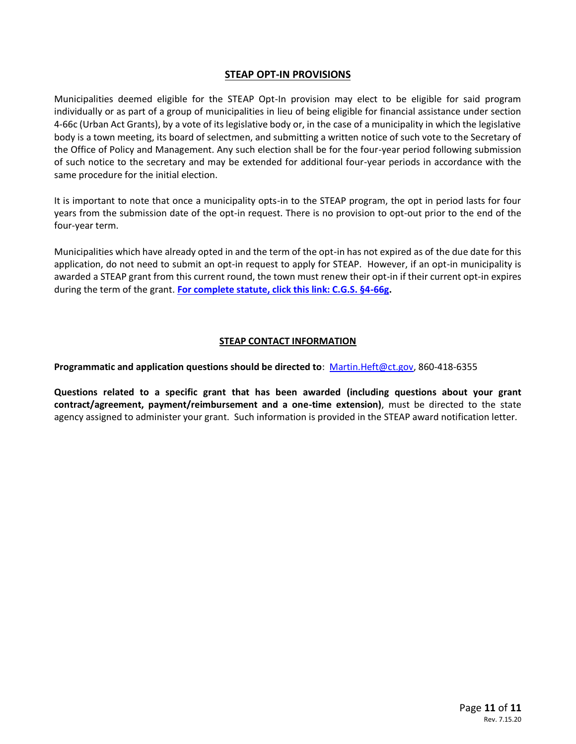## STEAP OPT-IN PROVISIONS

Municipalities deemed eligible for the STEAP Opt-In provision may elect to be eligible for said program individually or as part of a group of municipalities in lieu of being eligible for financial assistance under section 4-66c (Urban Act Grants), by a vote of its legislative body or, in the case of a municipality in which the legislative body is a town meeting, its board of selectmen, and submitting a written notice of such vote to the Secretary of the Office of Policy and Management. Any such election shall be for the four-year period following submission of such notice to the secretary and may be extended for additional four-year periods in accordance with the same procedure for the initial election.

It is important to note that once a municipality opts-in to the STEAP program, the opt in period lasts for four years from the submission date of the opt-in request. There is no provision to opt-out prior to the end of the four-year term.

Municipalities which have already opted in and the term of the opt-in has not expired as of the due date for this application, do not need to submit an opt-in request to apply for STEAP. However, if an opt-in municipality is awarded a STEAP grant from this current round, the town must renew their opt-in if their current opt-in expires during the term of the grant. **For complete statute, click this link: C.G.S. §4-66g.**

## STEAP CONTACT INFORMATION

**Programmatic and application questions should be directed to**: Martin.Heft@ct.gov, 860-418-6355

**Questions related to a specific grant that has been awarded (including questions about your grant contract/agreement, payment/reimbursement and a one-time extension)**, must be directed to the state agency assigned to administer your grant. Such information is provided in the STEAP award notification letter.

Rev. 7.15.20